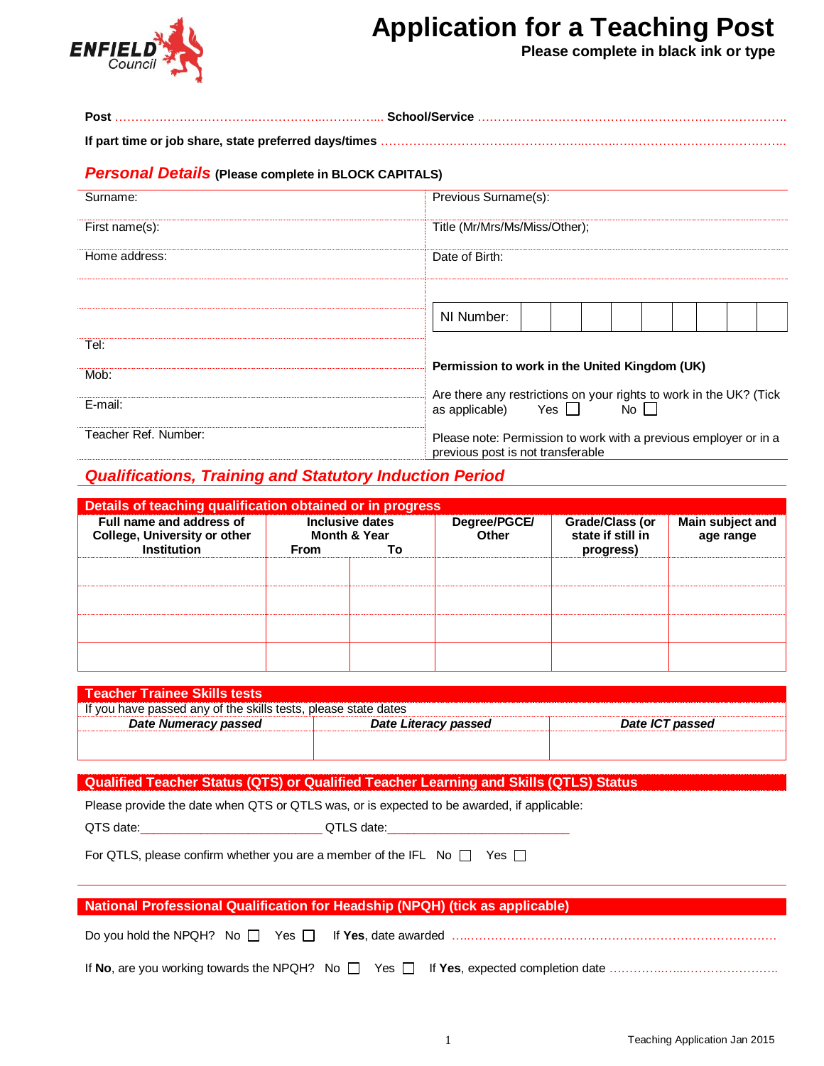ENFIELD Council

# Application for a Teaching Post

**Please complete in black ink or type**

**Post** ………………………………..……………..…………... **School/Service** …………………………………………………………………….

**If part time or job share, state preferred days/times** ………………………………………………………………………………………..

## *Personal Details* (Please complete in BLOCK CAPITALS)

| | |
|---|---|
| Surname: | Previous Surname(s): |
| First name(s): | Title (Mr/Mrs/Ms/Miss/Other); |
| Home address: | Date of Birth: |
| | |
| | NI Number: |
| Tel: | **Permission to work in the United Kingdom (UK)** |
| Mob: | |
| E-mail: | Are there any restrictions on your rights to work in the UK? (Tick as applicable) Yes ☐ No ☐ |
| Teacher Ref. Number: | Please note: Permission to work with a previous employer or in a previous post is not transferable |

## *Qualifications, Training and Statutory Induction Period*

### Details of teaching qualification obtained or in progress

| Full name and address of College, University or other Institution | Inclusive dates Month & Year From | To | Degree/PGCE/ Other | Grade/Class (or state if still in progress) | Main subject and age range |
|---|---|---|---|---|---|
| | | | | | |
| | | | | | |
| | | | | | |
| | | | | | |

### Teacher Trainee Skills tests

If you have passed any of the skills tests, please state dates

| *Date Numeracy passed* | *Date Literacy passed* | *Date ICT passed* |
|---|---|---|
| | | |

### Qualified Teacher Status (QTS) or Qualified Teacher Learning and Skills (QTLS) Status

Please provide the date when QTS or QTLS was, or is expected to be awarded, if applicable:

QTS date:___________________________ QTLS date:___________________________

For QTLS, please confirm whether you are a member of the IFL No ☐ Yes ☐

### National Professional Qualification for Headship (NPQH) (tick as applicable)

Do you hold the NPQH? No ☐ Yes ☐ If **Yes**, date awarded ……………………………………………………………………

If **No**, are you working towards the NPQH? No ☐ Yes ☐ If **Yes**, expected completion date ………………………………………

Teaching Application Jan 2015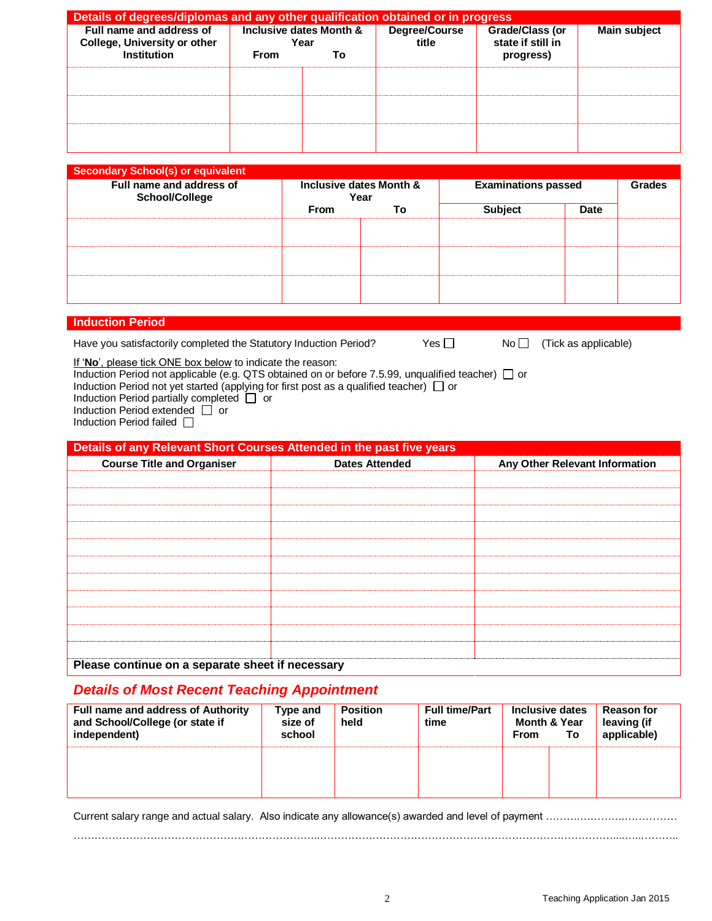## Details of degrees/diplomas and any other qualification obtained or in progress

| Full name and address of College, University or other Institution | Inclusive dates Month & Year | | Degree/Course title | Grade/Class (or state if still in progress) | Main subject |
|---|---|---|---|---|---|
| | From | To | | | |
| | | | | | |
| | | | | | |
| | | | | | |

## Secondary School(s) or equivalent

| Full name and address of School/College | Inclusive dates Month & Year | | Examinations passed | | Grades |
|---|---|---|---|---|---|
| | From | To | Subject | Date | |
| | | | | | |
| | | | | | |
| | | | | | |

## Induction Period

Have you satisfactorily completed the Statutory Induction Period? Yes ☐ No ☐ (Tick as applicable)

If '**No**', please tick ONE box below to indicate the reason:
Induction Period not applicable (e.g. QTS obtained on or before 7.5.99, unqualified teacher) ☐ or
Induction Period not yet started (applying for first post as a qualified teacher) ☐ or
Induction Period partially completed ☐ or
Induction Period extended ☐ or
Induction Period failed ☐

## Details of any Relevant Short Courses Attended in the past five years

| Course Title and Organiser | Dates Attended | Any Other Relevant Information |
|---|---|---|
| | | |
| | | |
| | | |
| | | |
| | | |
| | | |
| | | |
| | | |
| | | |
| | | |
| | | |

**Please continue on a separate sheet if necessary**

## *Details of Most Recent Teaching Appointment*

| Full name and address of Authority and School/College (or state if independent) | Type and size of school | Position held | Full time/Part time | Inclusive dates Month & Year | | Reason for leaving (if applicable) |
|---|---|---|---|---|---|---|
| | | | | From | To | |
| | | | | | | |

Current salary range and actual salary. Also indicate any allowance(s) awarded and level of payment ……………………………………

…………………………………………………………………………………………………………………………………………………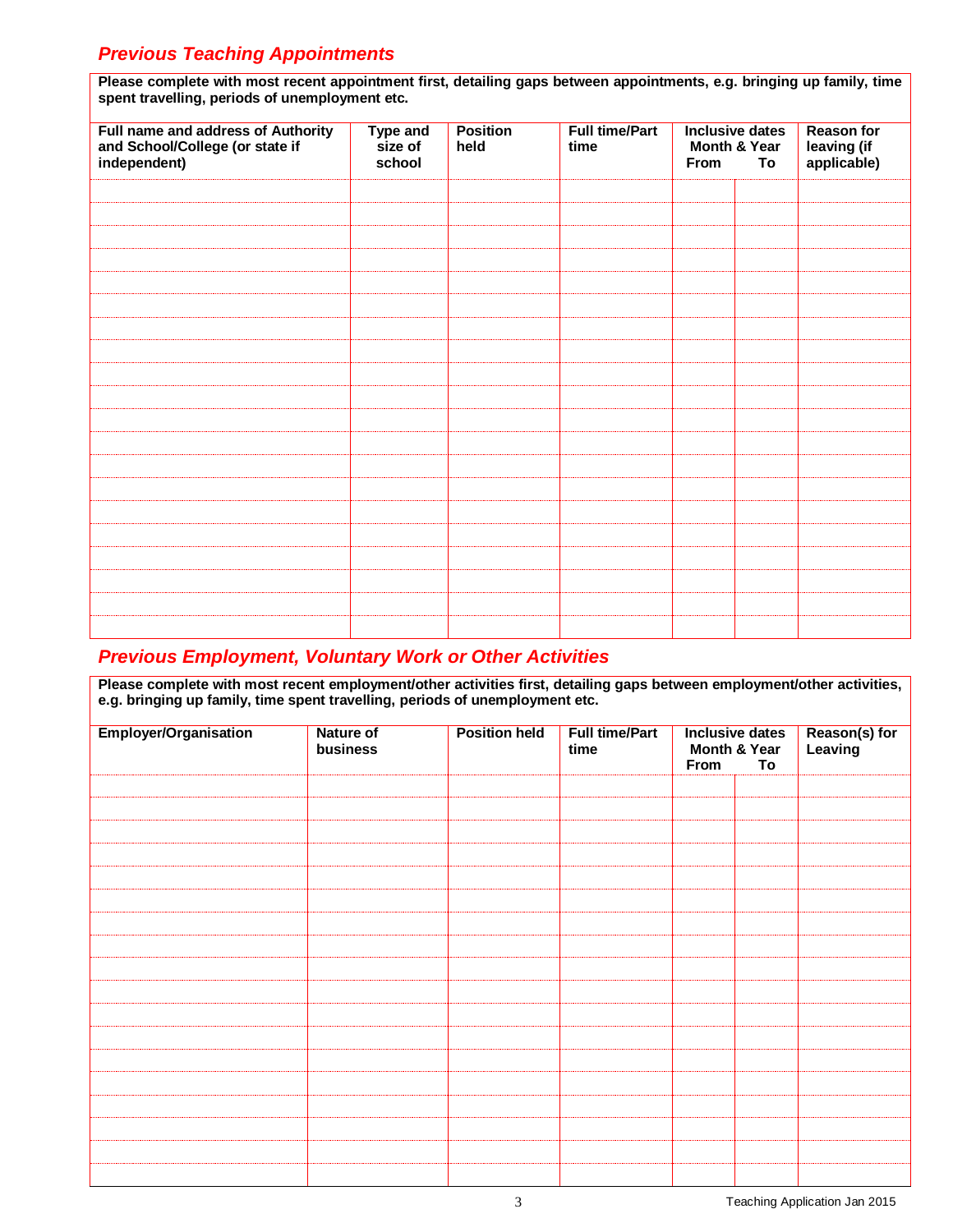## *Previous Teaching Appointments*

**Please complete with most recent appointment first, detailing gaps between appointments, e.g. bringing up family, time spent travelling, periods of unemployment etc.**

| Full name and address of Authority and School/College (or state if independent) | Type and size of school | Position held | Full time/Part time | Inclusive dates Month & Year | | Reason for leaving (if applicable) |
|---|---|---|---|---|---|---|
| | | | | From | To | |
| | | | | | | |
| | | | | | | |
| | | | | | | |
| | | | | | | |
| | | | | | | |
| | | | | | | |
| | | | | | | |
| | | | | | | |
| | | | | | | |
| | | | | | | |
| | | | | | | |
| | | | | | | |
| | | | | | | |
| | | | | | | |
| | | | | | | |
| | | | | | | |
| | | | | | | |
| | | | | | | |
| | | | | | | |
| | | | | | | |

## *Previous Employment, Voluntary Work or Other Activities*

**Please complete with most recent employment/other activities first, detailing gaps between employment/other activities, e.g. bringing up family, time spent travelling, periods of unemployment etc.**

| Employer/Organisation | Nature of business | Position held | Full time/Part time | Inclusive dates Month & Year | | Reason(s) for Leaving |
|---|---|---|---|---|---|---|
| | | | | From | To | |
| | | | | | | |
| | | | | | | |
| | | | | | | |
| | | | | | | |
| | | | | | | |
| | | | | | | |
| | | | | | | |
| | | | | | | |
| | | | | | | |
| | | | | | | |
| | | | | | | |
| | | | | | | |
| | | | | | | |
| | | | | | | |
| | | | | | | |
| | | | | | | |
| | | | | | | |
| | | | | | | |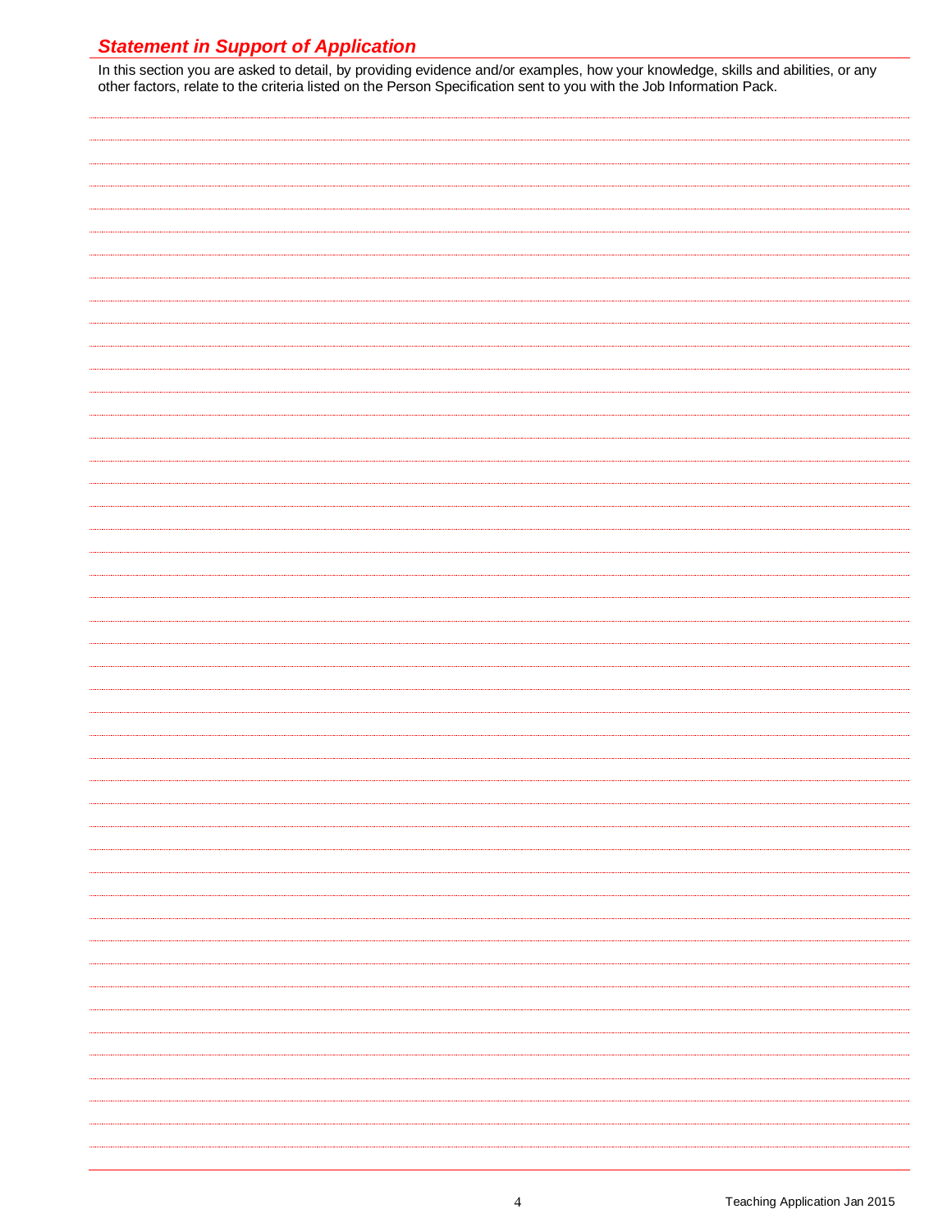## *Statement in Support of Application*

In this section you are asked to detail, by providing evidence and/or examples, how your knowledge, skills and abilities, or any other factors, relate to the criteria listed on the Person Specification sent to you with the Job Information Pack.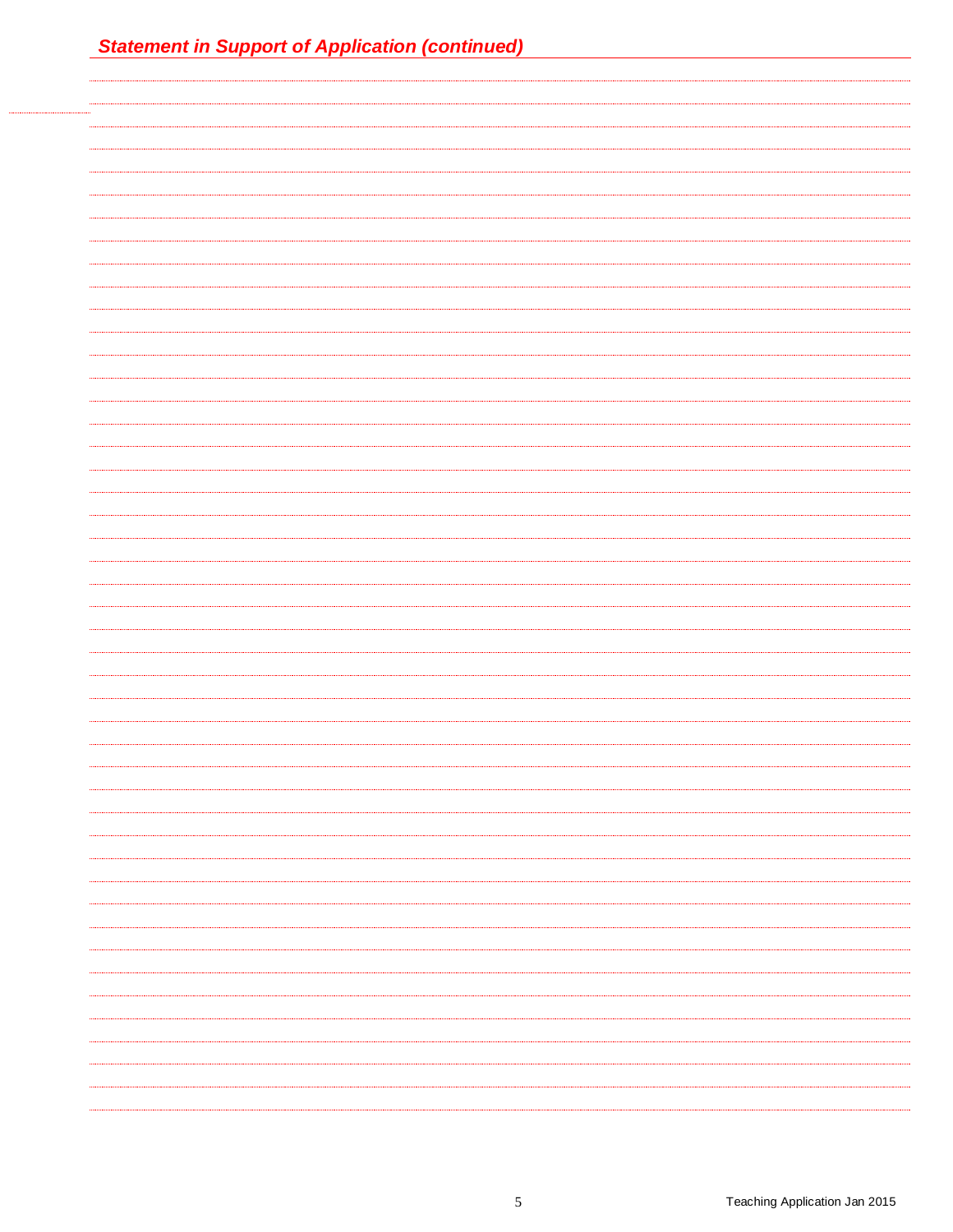## *Statement in Support of Application (continued)*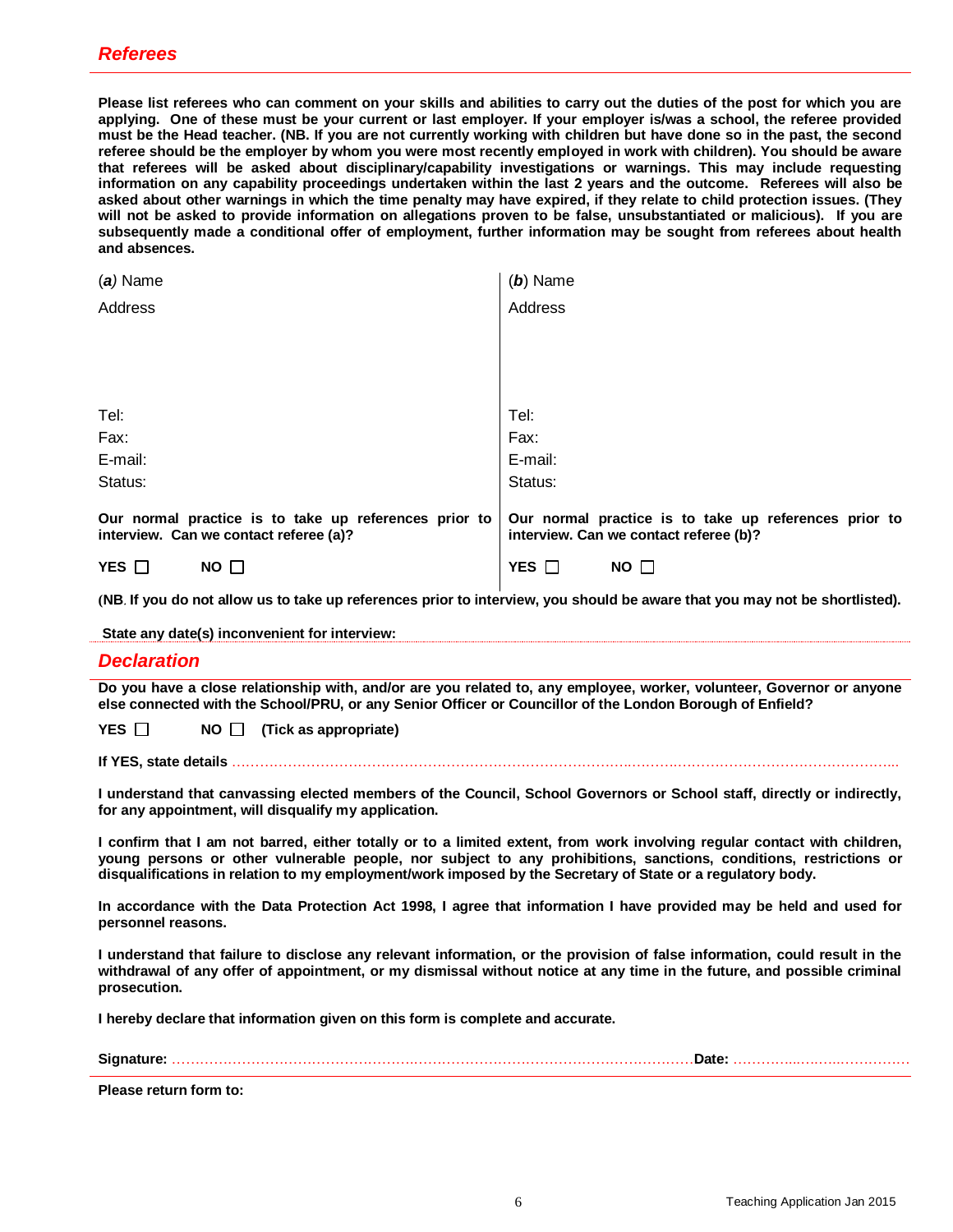## *Referees*

**Please list referees who can comment on your skills and abilities to carry out the duties of the post for which you are applying. One of these must be your current or last employer. If your employer is/was a school, the referee provided must be the Head teacher. (NB. If you are not currently working with children but have done so in the past, the second referee should be the employer by whom you were most recently employed in work with children). You should be aware that referees will be asked about disciplinary/capability investigations or warnings. This may include requesting information on any capability proceedings undertaken within the last 2 years and the outcome. Referees will also be asked about other warnings in which the time penalty may have expired, if they relate to child protection issues. (They will not be asked to provide information on allegations proven to be false, unsubstantiated or malicious). If you are subsequently made a conditional offer of employment, further information may be sought from referees about health and absences.**

| (*a*) Name | (*b*) Name |
|---|---|
| Address | Address |
| Tel: | Tel: |
| Fax: | Fax: |
| E-mail: | E-mail: |
| Status: | Status: |
| **Our normal practice is to take up references prior to interview. Can we contact referee (a)?** | **Our normal practice is to take up references prior to interview. Can we contact referee (b)?** |
| **YES** ☐ **NO** ☐ | **YES** ☐ **NO** ☐ |

**(NB. If you do not allow us to take up references prior to interview, you should be aware that you may not be shortlisted).**

**State any date(s) inconvenient for interview:**

## *Declaration*

**Do you have a close relationship with, and/or are you related to, any employee, worker, volunteer, Governor or anyone else connected with the School/PRU, or any Senior Officer or Councillor of the London Borough of Enfield?**

**YES** ☐ **NO** ☐ **(Tick as appropriate)**

**If YES, state details** ……………………………………………………………………………………………………………………

**I understand that canvassing elected members of the Council, School Governors or School staff, directly or indirectly, for any appointment, will disqualify my application.**

**I confirm that I am not barred, either totally or to a limited extent, from work involving regular contact with children, young persons or other vulnerable people, nor subject to any prohibitions, sanctions, conditions, restrictions or disqualifications in relation to my employment/work imposed by the Secretary of State or a regulatory body.**

**In accordance with the Data Protection Act 1998, I agree that information I have provided may be held and used for personnel reasons.**

**I understand that failure to disclose any relevant information, or the provision of false information, could result in the withdrawal of any offer of appointment, or my dismissal without notice at any time in the future, and possible criminal prosecution.**

**I hereby declare that information given on this form is complete and accurate.**

**Signature:** ………………………………………………………………………………………………… **Date:** ……………………………

**Please return form to:**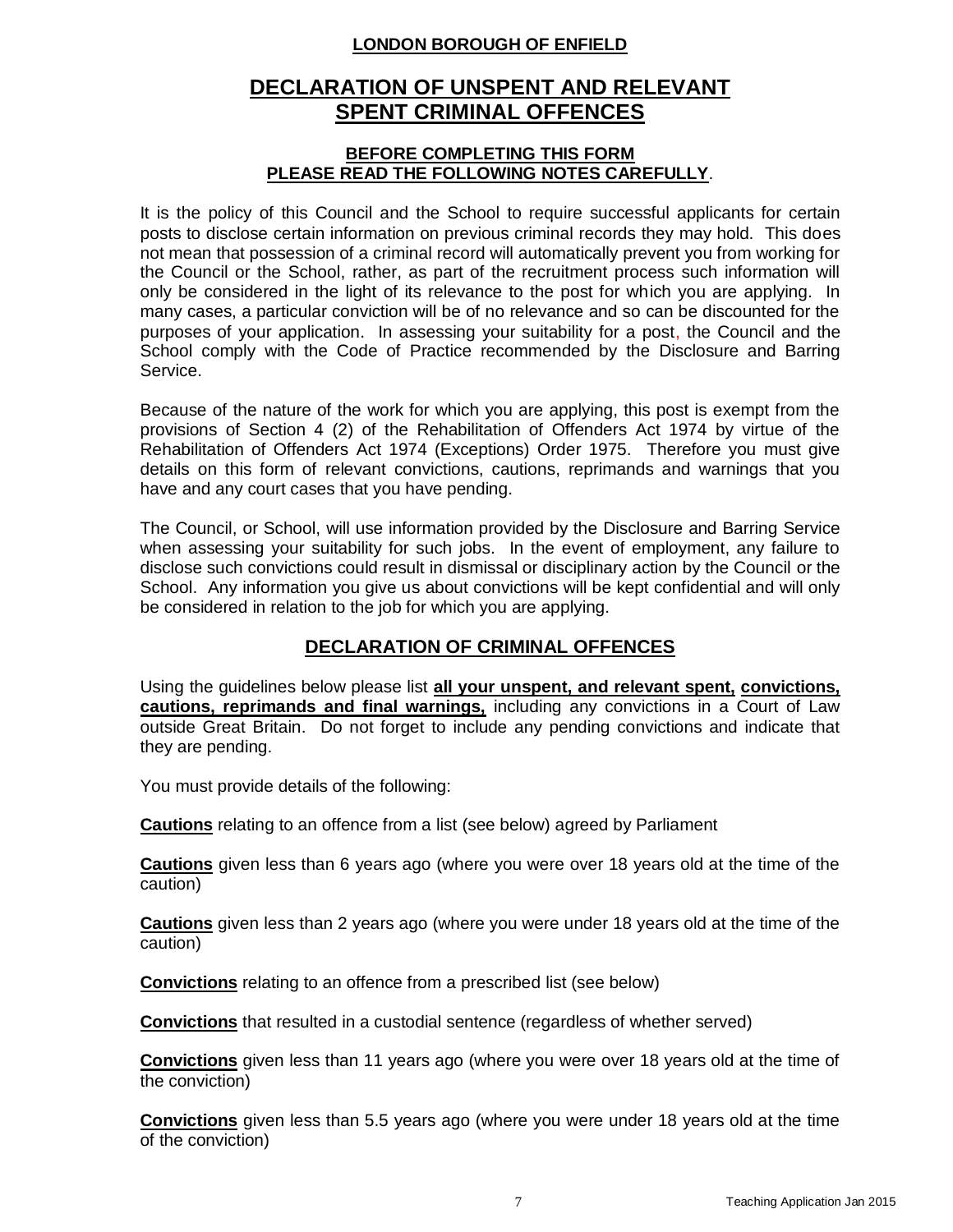**LONDON BOROUGH OF ENFIELD**

# DECLARATION OF UNSPENT AND RELEVANT SPENT CRIMINAL OFFENCES

**BEFORE COMPLETING THIS FORM**
**PLEASE READ THE FOLLOWING NOTES CAREFULLY**.

It is the policy of this Council and the School to require successful applicants for certain posts to disclose certain information on previous criminal records they may hold. This does not mean that possession of a criminal record will automatically prevent you from working for the Council or the School, rather, as part of the recruitment process such information will only be considered in the light of its relevance to the post for which you are applying. In many cases, a particular conviction will be of no relevance and so can be discounted for the purposes of your application. In assessing your suitability for a post, the Council and the School comply with the Code of Practice recommended by the Disclosure and Barring Service.

Because of the nature of the work for which you are applying, this post is exempt from the provisions of Section 4 (2) of the Rehabilitation of Offenders Act 1974 by virtue of the Rehabilitation of Offenders Act 1974 (Exceptions) Order 1975. Therefore you must give details on this form of relevant convictions, cautions, reprimands and warnings that you have and any court cases that you have pending.

The Council, or School, will use information provided by the Disclosure and Barring Service when assessing your suitability for such jobs. In the event of employment, any failure to disclose such convictions could result in dismissal or disciplinary action by the Council or the School. Any information you give us about convictions will be kept confidential and will only be considered in relation to the job for which you are applying.

## DECLARATION OF CRIMINAL OFFENCES

Using the guidelines below please list **all your unspent, and relevant spent, convictions, cautions, reprimands and final warnings,** including any convictions in a Court of Law outside Great Britain. Do not forget to include any pending convictions and indicate that they are pending.

You must provide details of the following:

**Cautions** relating to an offence from a list (see below) agreed by Parliament

**Cautions** given less than 6 years ago (where you were over 18 years old at the time of the caution)

**Cautions** given less than 2 years ago (where you were under 18 years old at the time of the caution)

**Convictions** relating to an offence from a prescribed list (see below)

**Convictions** that resulted in a custodial sentence (regardless of whether served)

**Convictions** given less than 11 years ago (where you were over 18 years old at the time of the conviction)

**Convictions** given less than 5.5 years ago (where you were under 18 years old at the time of the conviction)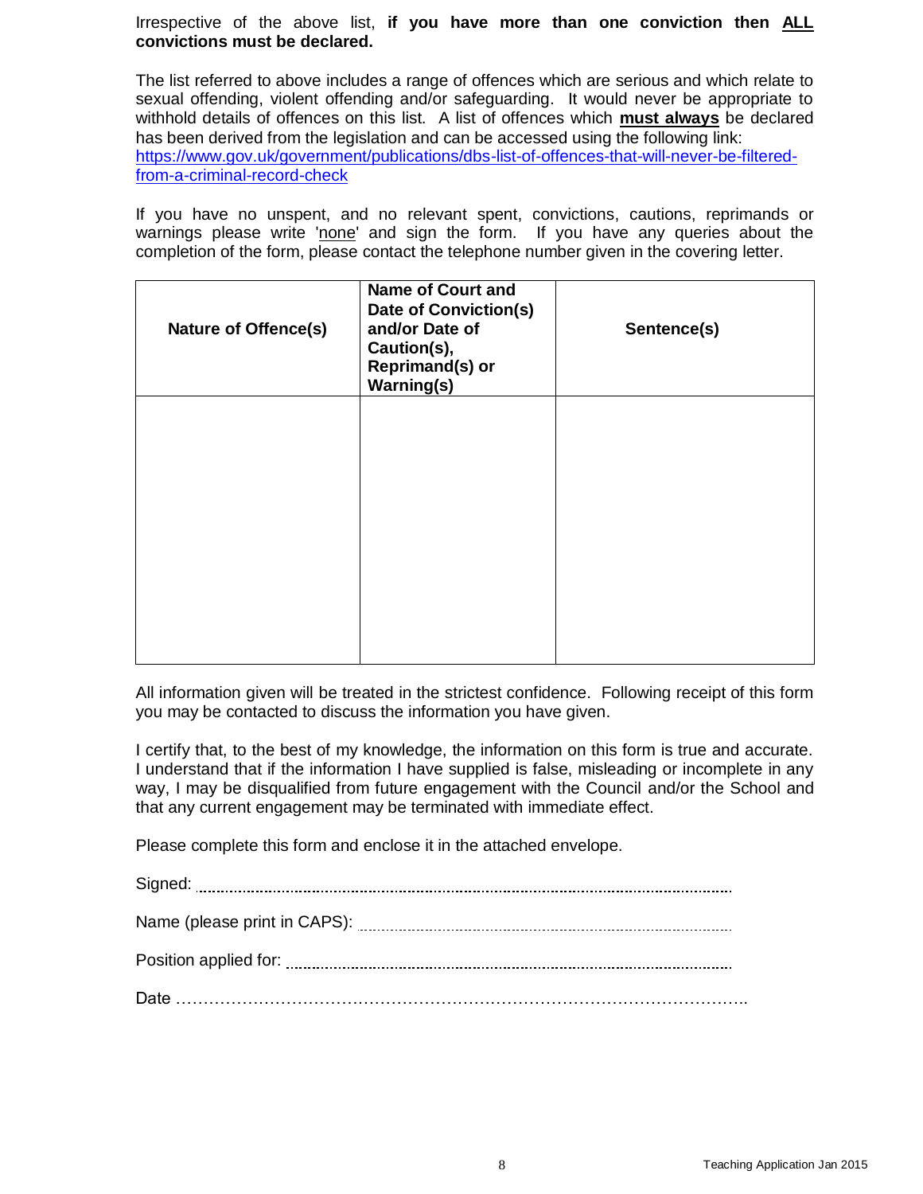Irrespective of the above list, **if you have more than one conviction then ALL convictions must be declared.**

The list referred to above includes a range of offences which are serious and which relate to sexual offending, violent offending and/or safeguarding. It would never be appropriate to withhold details of offences on this list. A list of offences which **must always** be declared has been derived from the legislation and can be accessed using the following link: https://www.gov.uk/government/publications/dbs-list-of-offences-that-will-never-be-filtered-from-a-criminal-record-check

If you have no unspent, and no relevant spent, convictions, cautions, reprimands or warnings please write 'none' and sign the form. If you have any queries about the completion of the form, please contact the telephone number given in the covering letter.

| Nature of Offence(s) | Name of Court and Date of Conviction(s) and/or Date of Caution(s), Reprimand(s) or Warning(s) | Sentence(s) |
|---|---|---|
| | | |

All information given will be treated in the strictest confidence. Following receipt of this form you may be contacted to discuss the information you have given.

I certify that, to the best of my knowledge, the information on this form is true and accurate. I understand that if the information I have supplied is false, misleading or incomplete in any way, I may be disqualified from future engagement with the Council and/or the School and that any current engagement may be terminated with immediate effect.

Please complete this form and enclose it in the attached envelope.

Signed: ..............................................................................................

Name (please print in CAPS): ..............................................................

Position applied for: ..............................................................................

Date ………………………………………………………………………………………….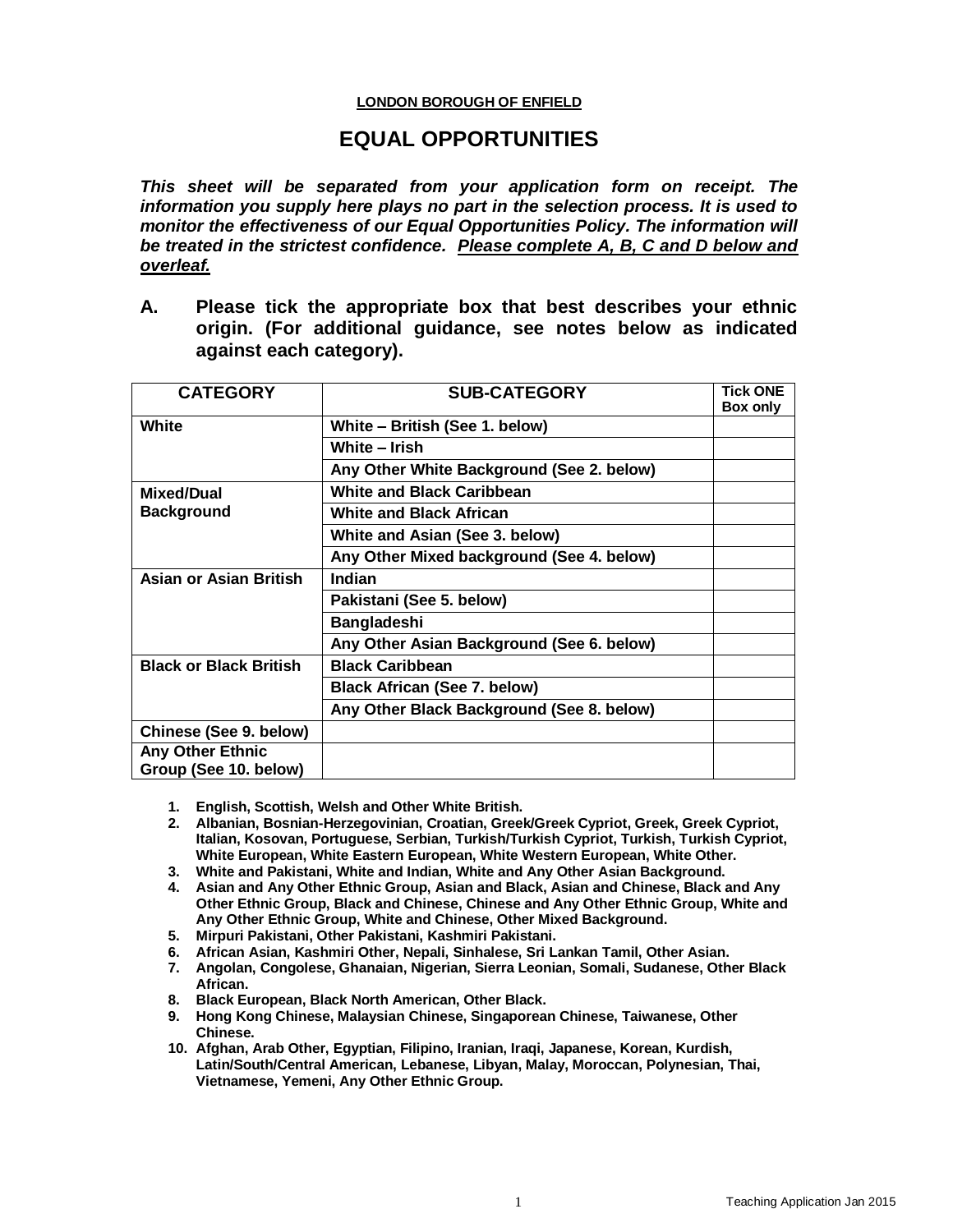**LONDON BOROUGH OF ENFIELD**

# EQUAL OPPORTUNITIES

***This sheet will be separated from your application form on receipt. The information you supply here plays no part in the selection process. It is used to monitor the effectiveness of our Equal Opportunities Policy. The information will be treated in the strictest confidence. Please complete A, B, C and D below and overleaf.***

## A. Please tick the appropriate box that best describes your ethnic origin. (For additional guidance, see notes below as indicated against each category).

| CATEGORY | SUB-CATEGORY | Tick ONE Box only |
|---|---|---|
| **White** | **White – British (See 1. below)** | |
| | **White – Irish** | |
| | **Any Other White Background (See 2. below)** | |
| **Mixed/Dual Background** | **White and Black Caribbean** | |
| | **White and Black African** | |
| | **White and Asian (See 3. below)** | |
| | **Any Other Mixed background (See 4. below)** | |
| **Asian or Asian British** | **Indian** | |
| | **Pakistani (See 5. below)** | |
| | **Bangladeshi** | |
| | **Any Other Asian Background (See 6. below)** | |
| **Black or Black British** | **Black Caribbean** | |
| | **Black African (See 7. below)** | |
| | **Any Other Black Background (See 8. below)** | |
| **Chinese (See 9. below)** | | |
| **Any Other Ethnic Group (See 10. below)** | | |

1. **English, Scottish, Welsh and Other White British.**
2. **Albanian, Bosnian-Herzegovinian, Croatian, Greek/Greek Cypriot, Greek, Greek Cypriot, Italian, Kosovan, Portuguese, Serbian, Turkish/Turkish Cypriot, Turkish, Turkish Cypriot, White European, White Eastern European, White Western European, White Other.**
3. **White and Pakistani, White and Indian, White and Any Other Asian Background.**
4. **Asian and Any Other Ethnic Group, Asian and Black, Asian and Chinese, Black and Any Other Ethnic Group, Black and Chinese, Chinese and Any Other Ethnic Group, White and Any Other Ethnic Group, White and Chinese, Other Mixed Background.**
5. **Mirpuri Pakistani, Other Pakistani, Kashmiri Pakistani.**
6. **African Asian, Kashmiri Other, Nepali, Sinhalese, Sri Lankan Tamil, Other Asian.**
7. **Angolan, Congolese, Ghanaian, Nigerian, Sierra Leonian, Somali, Sudanese, Other Black African.**
8. **Black European, Black North American, Other Black.**
9. **Hong Kong Chinese, Malaysian Chinese, Singaporean Chinese, Taiwanese, Other Chinese.**
10. **Afghan, Arab Other, Egyptian, Filipino, Iranian, Iraqi, Japanese, Korean, Kurdish, Latin/South/Central American, Lebanese, Libyan, Malay, Moroccan, Polynesian, Thai, Vietnamese, Yemeni, Any Other Ethnic Group.**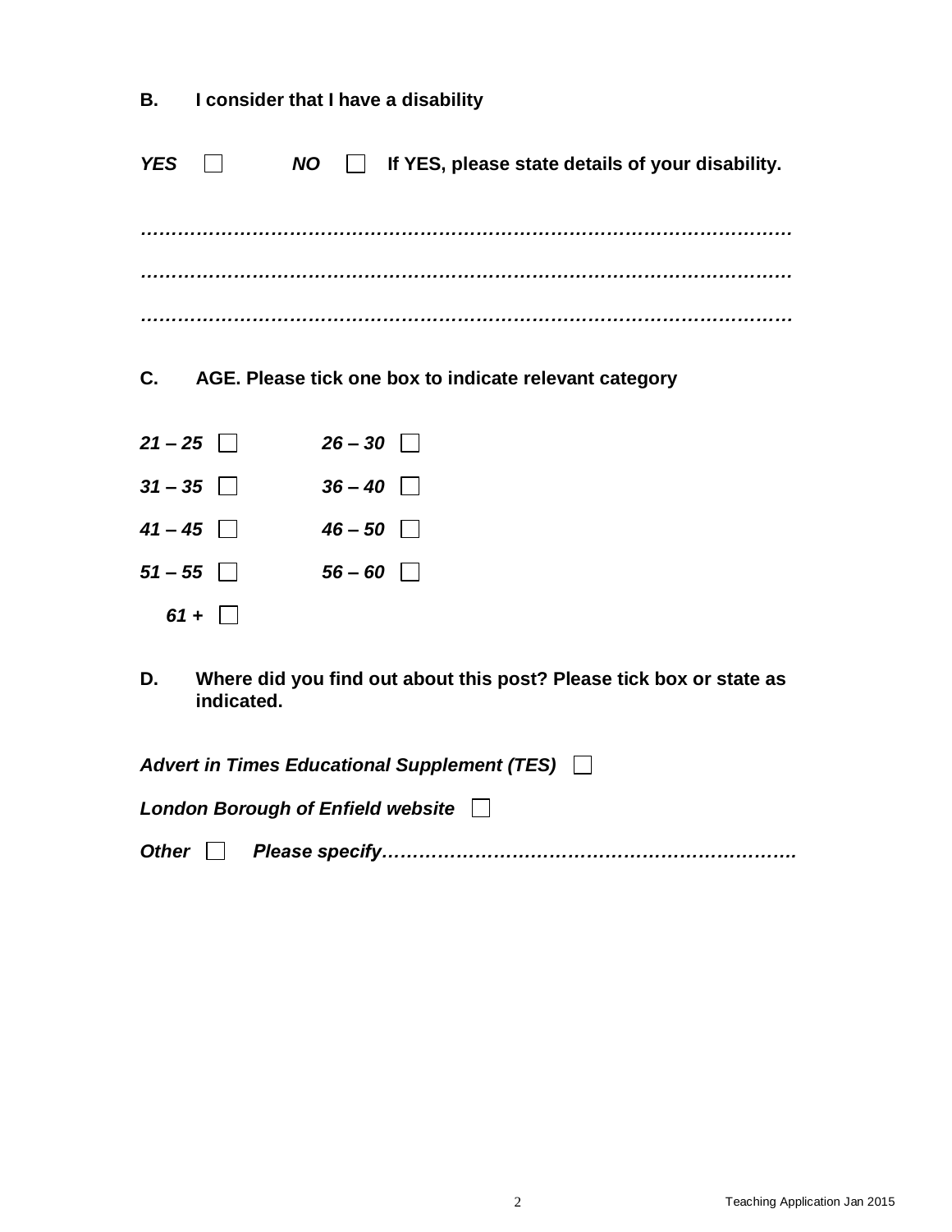**B. I consider that I have a disability**

***YES*** ☐ ***NO*** ☐ **If YES, please state details of your disability.**

*………………………………………………………………………………………*

*………………………………………………………………………………………*

*………………………………………………………………………………………*

**C. AGE. Please tick one box to indicate relevant category**

***21 – 25*** ☐ ***26 – 30*** ☐

***31 – 35*** ☐ ***36 – 40*** ☐

***41 – 45*** ☐ ***46 – 50*** ☐

***51 – 55*** ☐ ***56 – 60*** ☐

***61 +*** ☐

**D. Where did you find out about this post? Please tick box or state as indicated.**

***Advert in Times Educational Supplement (TES)*** ☐

***London Borough of Enfield website*** ☐

***Other*** ☐ ***Please specify…………………………………………………………….***